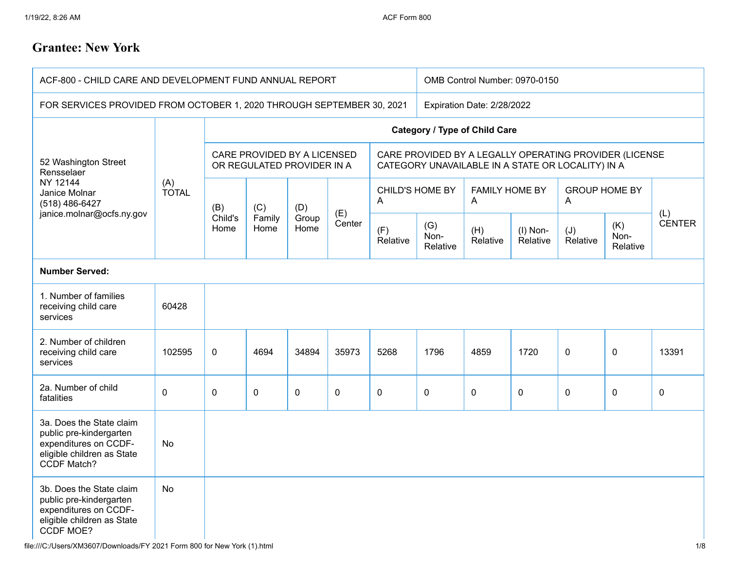# Grantee: New York

| ACF-800 - CHILD CARE AND DEVELOPMENT FUND ANNUAL REPORT | | | | | | | | | | | | OMB Control Number: 0970-0150 |
|---|---|---|---|---|---|---|---|---|---|---|---|---|
| FOR SERVICES PROVIDED FROM OCTOBER 1, 2020 THROUGH SEPTEMBER 30, 2021 | | | | | | | | | | | | Expiration Date: 2/28/2022 |
| 52 Washington Street Rensselaer NY 12144 Janice Molnar (518) 486-6427 janice.molnar@ocfs.ny.gov | (A) TOTAL | **Category / Type of Child Care** | | | | | | | | | | |
| | | CARE PROVIDED BY A LICENSED OR REGULATED PROVIDER IN A | | | | CARE PROVIDED BY A LEGALLY OPERATING PROVIDER (LICENSE CATEGORY UNAVAILABLE IN A STATE OR LOCALITY) IN A | | | | | | |
| | | (B) Child's Home | (C) Family Home | (D) Group Home | (E) Center | CHILD'S HOME BY A | | FAMILY HOME BY A | | GROUP HOME BY A | | (L) CENTER |
| | | | | | | (F) Relative | (G) Non-Relative | (H) Relative | (I) Non-Relative | (J) Relative | (K) Non-Relative | |
| **Number Served:** | | | | | | | | | | | | |
| 1. Number of families receiving child care services | 60428 | | | | | | | | | | | |
| 2. Number of children receiving child care services | 102595 | 0 | 4694 | 34894 | 35973 | 5268 | 1796 | 4859 | 1720 | 0 | 0 | 13391 |
| 2a. Number of child fatalities | 0 | 0 | 0 | 0 | 0 | 0 | 0 | 0 | 0 | 0 | 0 | 0 |
| 3a. Does the State claim public pre-kindergarten expenditures on CCDF-eligible children as State CCDF Match? | No | | | | | | | | | | | |
| 3b. Does the State claim public pre-kindergarten expenditures on CCDF-eligible children as State CCDF MOE? | No | | | | | | | | | | | |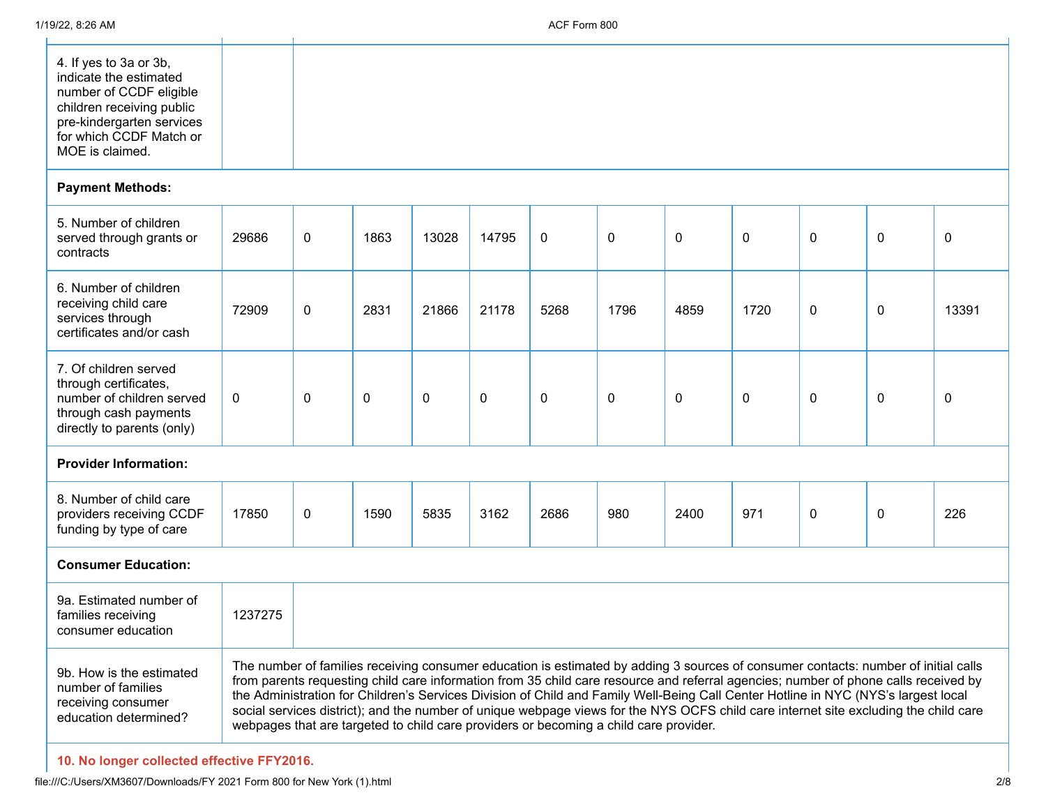| | | | | | | | | | | | | |
|---|---|---|---|---|---|---|---|---|---|---|---|---|
| 4. If yes to 3a or 3b, indicate the estimated number of CCDF eligible children receiving public pre-kindergarten services for which CCDF Match or MOE is claimed. | | | | | | | | | | | | |
| **Payment Methods:** | | | | | | | | | | | | |
| 5. Number of children served through grants or contracts | 29686 | 0 | 1863 | 13028 | 14795 | 0 | 0 | 0 | 0 | 0 | 0 | 0 |
| 6. Number of children receiving child care services through certificates and/or cash | 72909 | 0 | 2831 | 21866 | 21178 | 5268 | 1796 | 4859 | 1720 | 0 | 0 | 13391 |
| 7. Of children served through certificates, number of children served through cash payments directly to parents (only) | 0 | 0 | 0 | 0 | 0 | 0 | 0 | 0 | 0 | 0 | 0 | 0 |
| **Provider Information:** | | | | | | | | | | | | |
| 8. Number of child care providers receiving CCDF funding by type of care | 17850 | 0 | 1590 | 5835 | 3162 | 2686 | 980 | 2400 | 971 | 0 | 0 | 226 |
| **Consumer Education:** | | | | | | | | | | | | |
| 9a. Estimated number of families receiving consumer education | 1237275 | | | | | | | | | | | |
| 9b. How is the estimated number of families receiving consumer education determined? | The number of families receiving consumer education is estimated by adding 3 sources of consumer contacts: number of initial calls from parents requesting child care information from 35 child care resource and referral agencies; number of phone calls received by the Administration for Children's Services Division of Child and Family Well-Being Call Center Hotline in NYC (NYS's largest local social services district); and the number of unique webpage views for the NYS OCFS child care internet site excluding the child care webpages that are targeted to child care providers or becoming a child care provider. | | | | | | | | | | | |

**10. No longer collected effective FFY2016.**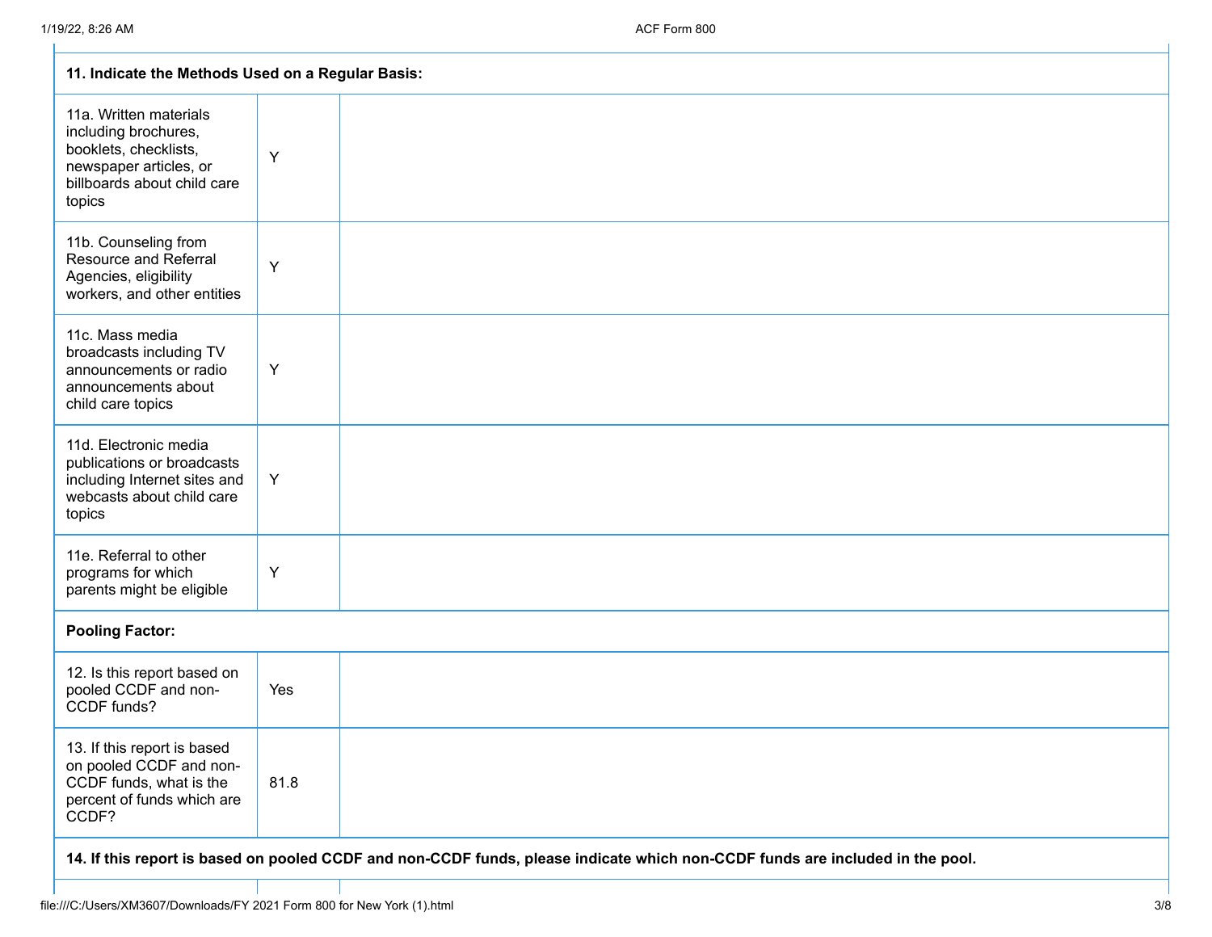| 11. Indicate the Methods Used on a Regular Basis: | | |
|---|---|---|
| 11a. Written materials including brochures, booklets, checklists, newspaper articles, or billboards about child care topics | Y | |
| 11b. Counseling from Resource and Referral Agencies, eligibility workers, and other entities | Y | |
| 11c. Mass media broadcasts including TV announcements or radio announcements about child care topics | Y | |
| 11d. Electronic media publications or broadcasts including Internet sites and webcasts about child care topics | Y | |
| 11e. Referral to other programs for which parents might be eligible | Y | |
| **Pooling Factor:** | | |
| 12. Is this report based on pooled CCDF and non-CCDF funds? | Yes | |
| 13. If this report is based on pooled CCDF and non-CCDF funds, what is the percent of funds which are CCDF? | 81.8 | |
| **14. If this report is based on pooled CCDF and non-CCDF funds, please indicate which non-CCDF funds are included in the pool.** | | |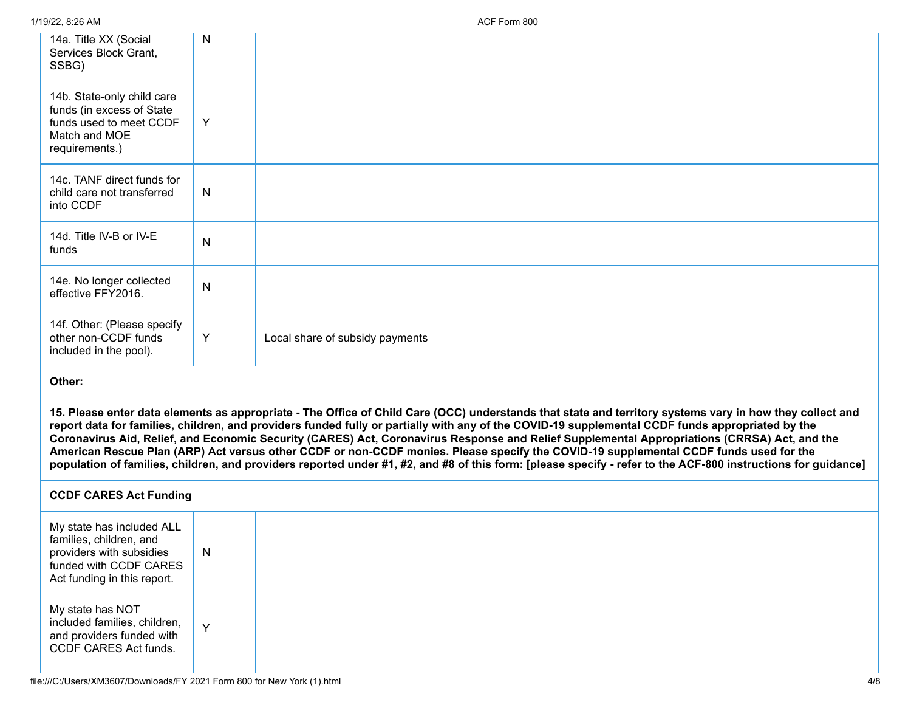| | | |
|---|---|---|
| 14a. Title XX (Social Services Block Grant, SSBG) | N | |
| 14b. State-only child care funds (in excess of State funds used to meet CCDF Match and MOE requirements.) | Y | |
| 14c. TANF direct funds for child care not transferred into CCDF | N | |
| 14d. Title IV-B or IV-E funds | N | |
| 14e. No longer collected effective FFY2016. | N | |
| 14f. Other: (Please specify other non-CCDF funds included in the pool). | Y | Local share of subsidy payments |

**Other:**

**15. Please enter data elements as appropriate - The Office of Child Care (OCC) understands that state and territory systems vary in how they collect and report data for families, children, and providers funded fully or partially with any of the COVID-19 supplemental CCDF funds appropriated by the Coronavirus Aid, Relief, and Economic Security (CARES) Act, Coronavirus Response and Relief Supplemental Appropriations (CRRSA) Act, and the American Rescue Plan (ARP) Act versus other CCDF or non-CCDF monies. Please specify the COVID-19 supplemental CCDF funds used for the population of families, children, and providers reported under #1, #2, and #8 of this form: [please specify - refer to the ACF-800 instructions for guidance]**

**CCDF CARES Act Funding**

| | | |
|---|---|---|
| My state has included ALL families, children, and providers with subsidies funded with CCDF CARES Act funding in this report. | N | |
| My state has NOT included families, children, and providers funded with CCDF CARES Act funds. | Y | |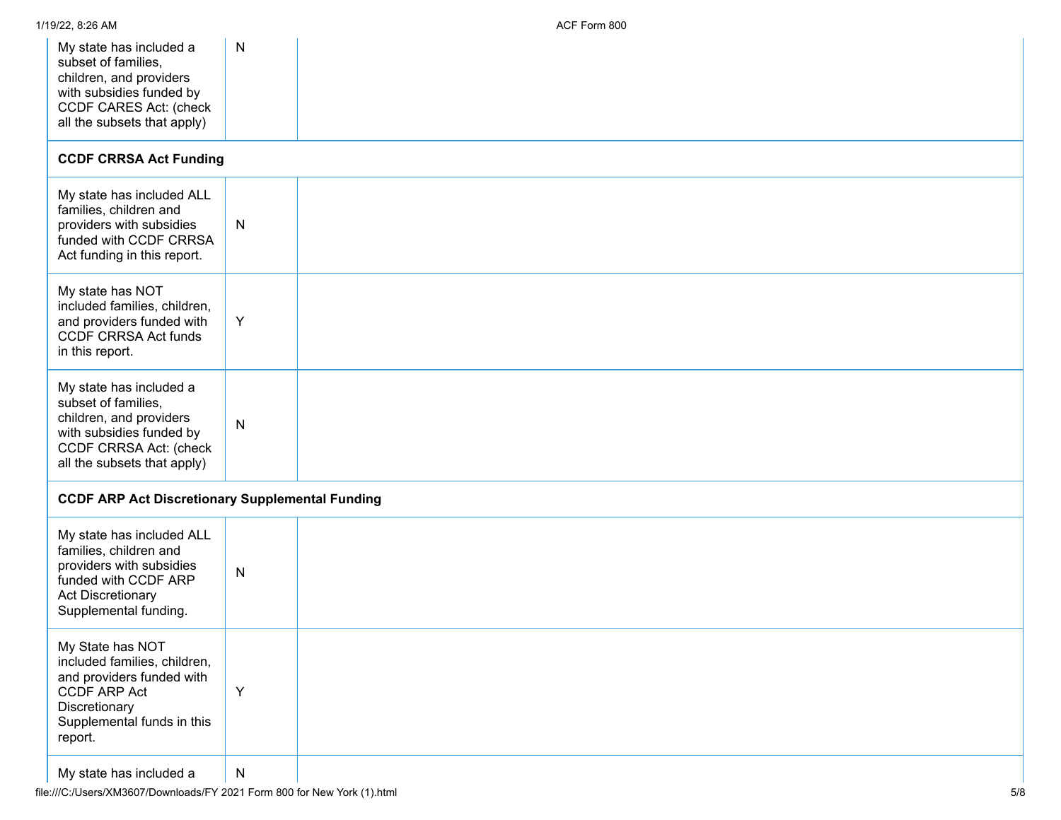| | | |
|---|---|---|
| My state has included a subset of families, children, and providers with subsidies funded by CCDF CARES Act: (check all the subsets that apply) | N | |
| **CCDF CRRSA Act Funding** | | |
| My state has included ALL families, children and providers with subsidies funded with CCDF CRRSA Act funding in this report. | N | |
| My state has NOT included families, children, and providers funded with CCDF CRRSA Act funds in this report. | Y | |
| My state has included a subset of families, children, and providers with subsidies funded by CCDF CRRSA Act: (check all the subsets that apply) | N | |
| **CCDF ARP Act Discretionary Supplemental Funding** | | |
| My state has included ALL families, children and providers with subsidies funded with CCDF ARP Act Discretionary Supplemental funding. | N | |
| My State has NOT included families, children, and providers funded with CCDF ARP Act Discretionary Supplemental funds in this report. | Y | |
| My state has included a | N | |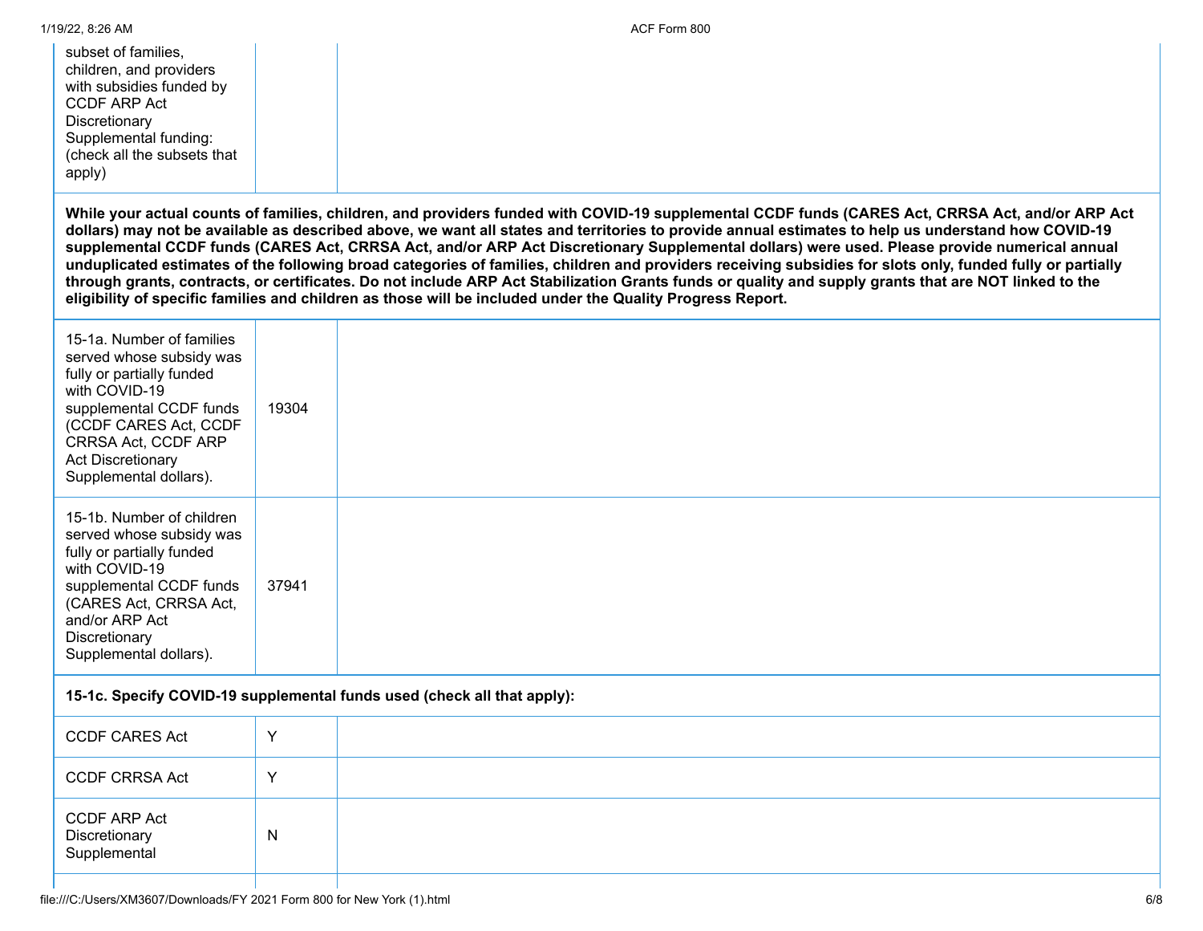| | | |
|---|---|---|
| subset of families, children, and providers with subsidies funded by CCDF ARP Act Discretionary Supplemental funding: (check all the subsets that apply) | | |

**While your actual counts of families, children, and providers funded with COVID-19 supplemental CCDF funds (CARES Act, CRRSA Act, and/or ARP Act dollars) may not be available as described above, we want all states and territories to provide annual estimates to help us understand how COVID-19 supplemental CCDF funds (CARES Act, CRRSA Act, and/or ARP Act Discretionary Supplemental dollars) were used. Please provide numerical annual unduplicated estimates of the following broad categories of families, children and providers receiving subsidies for slots only, funded fully or partially through grants, contracts, or certificates. Do not include ARP Act Stabilization Grants funds or quality and supply grants that are NOT linked to the eligibility of specific families and children as those will be included under the Quality Progress Report.**

| | | |
|---|---|---|
| 15-1a. Number of families served whose subsidy was fully or partially funded with COVID-19 supplemental CCDF funds (CCDF CARES Act, CCDF CRRSA Act, CCDF ARP Act Discretionary Supplemental dollars). | 19304 | |
| 15-1b. Number of children served whose subsidy was fully or partially funded with COVID-19 supplemental CCDF funds (CARES Act, CRRSA Act, and/or ARP Act Discretionary Supplemental dollars). | 37941 | |

**15-1c. Specify COVID-19 supplemental funds used (check all that apply):**

| | | |
|---|---|---|
| CCDF CARES Act | Y | |
| CCDF CRRSA Act | Y | |
| CCDF ARP Act Discretionary Supplemental | N | |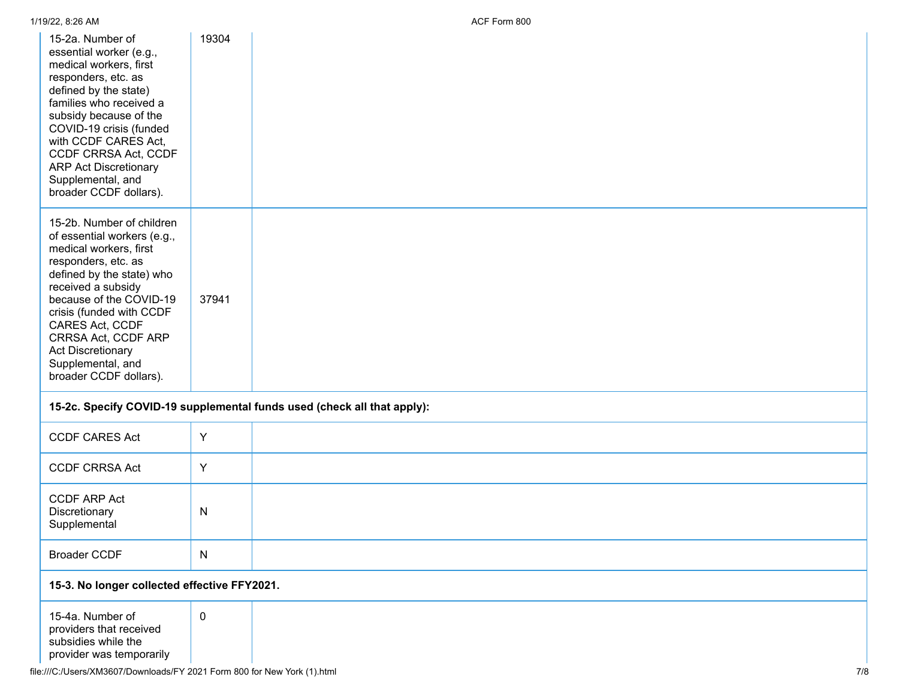| | | |
|---|---|---|
| 15-2a. Number of essential worker (e.g., medical workers, first responders, etc. as defined by the state) families who received a subsidy because of the COVID-19 crisis (funded with CCDF CARES Act, CCDF CRRSA Act, CCDF ARP Act Discretionary Supplemental, and broader CCDF dollars). | 19304 | |
| 15-2b. Number of children of essential workers (e.g., medical workers, first responders, etc. as defined by the state) who received a subsidy because of the COVID-19 crisis (funded with CCDF CARES Act, CCDF CRRSA Act, CCDF ARP Act Discretionary Supplemental, and broader CCDF dollars). | 37941 | |
| **15-2c. Specify COVID-19 supplemental funds used (check all that apply):** | | |
| CCDF CARES Act | Y | |
| CCDF CRRSA Act | Y | |
| CCDF ARP Act Discretionary Supplemental | N | |
| Broader CCDF | N | |
| **15-3. No longer collected effective FFY2021.** | | |
| 15-4a. Number of providers that received subsidies while the provider was temporarily | 0 | |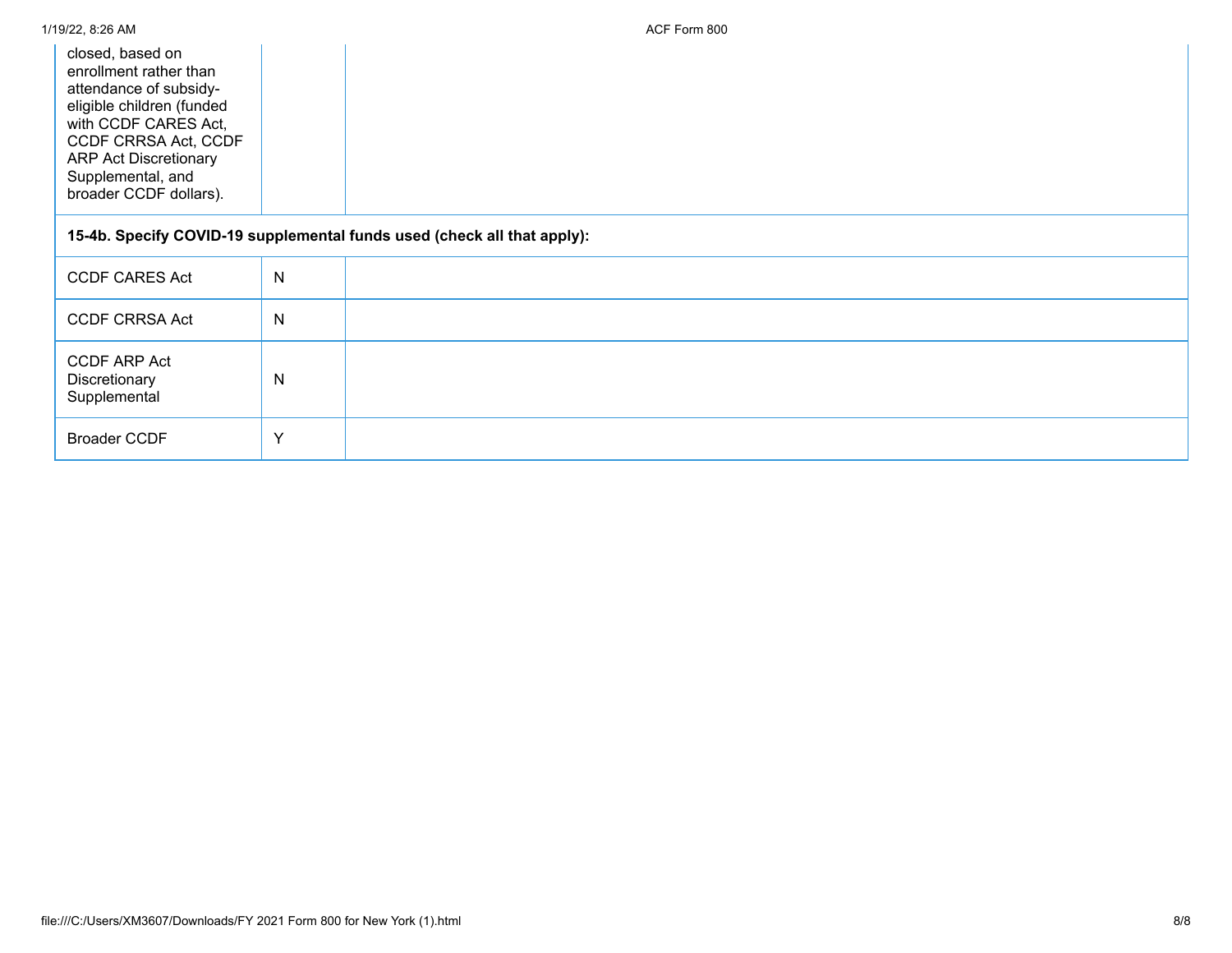| | | |
|---|---|---|
| closed, based on enrollment rather than attendance of subsidy-eligible children (funded with CCDF CARES Act, CCDF CRRSA Act, CCDF ARP Act Discretionary Supplemental, and broader CCDF dollars). | | |
| **15-4b. Specify COVID-19 supplemental funds used (check all that apply):** | | |
| CCDF CARES Act | N | |
| CCDF CRRSA Act | N | |
| CCDF ARP Act Discretionary Supplemental | N | |
| Broader CCDF | Y | |